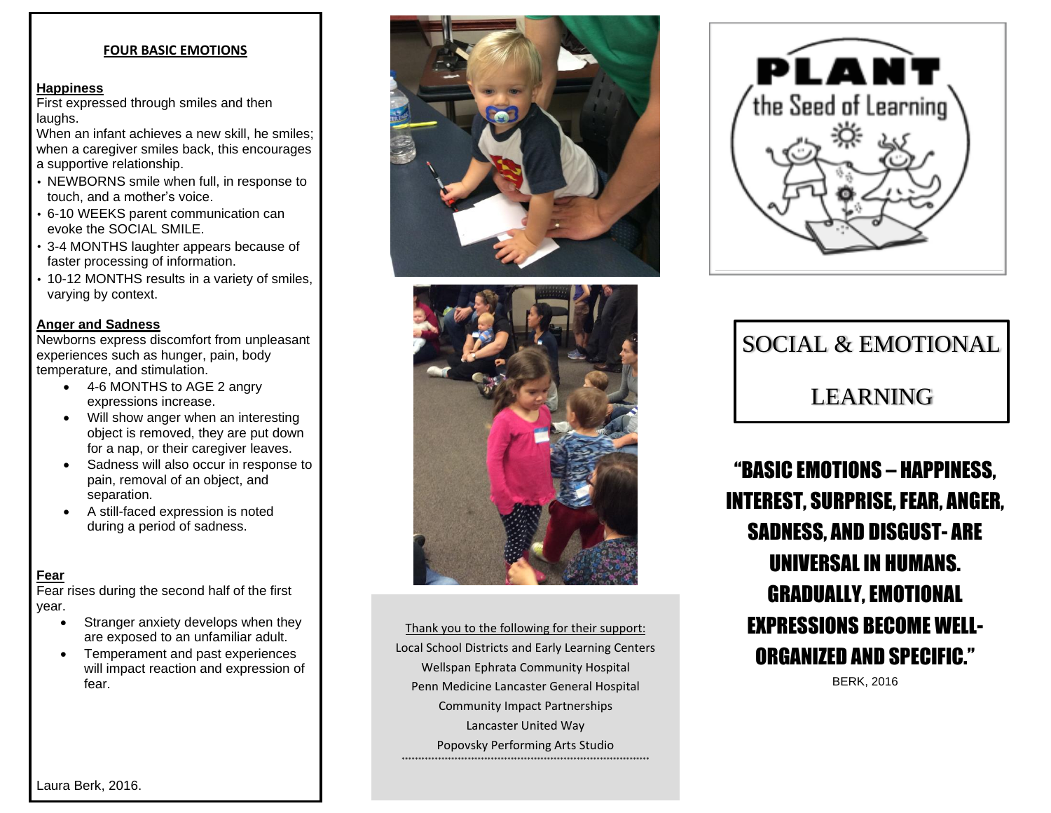## FOUR BASIC EMOTIONS

### Happiness

First expressed through smiles and then laughs.

When an infant achieves a new skill, he smiles; when a caregiver smiles back, this encourages a supportive relationship.

- NEWBORNS smile when full, in response to touch, and a mother's voice.
- 6-10 WEEKS parent communication can evoke the SOCIAL SMILE.
- 3-4 MONTHS laughter appears because of faster processing of information.
- 10-12 MONTHS results in a variety of smiles, varying by context.

### Anger and Sadness

Newborns express discomfort from unpleasant experiences such as hunger, pain, body temperature, and stimulation.

- 4-6 MONTHS to AGE 2 angry expressions increase.
- Will show anger when an interesting object is removed, they are put down for a nap, or their caregiver leaves.
- Sadness will also occur in response to pain, removal of an object, and separation.
- A still-faced expression is noted during a period of sadness.

### Fear

Fear rises during the second half of the first year.

- Stranger anxiety develops when they are exposed to an unfamiliar adult.
- Temperament and past experiences will impact reaction and expression of fear.

Laura Berk, 2016.

Thank you to the following for their support:

Local School Districts and Early Learning Centers

Wellspan Ephrata Community Hospital

Penn Medicine Lancaster General Hospital

Community Impact Partnerships

Lancaster United Way

Popovsky Performing Arts Studio

PLANT the Seed of Learning

# SOCIAL & EMOTIONAL LEARNING

**"BASIC EMOTIONS – HAPPINESS, INTEREST, SURPRISE, FEAR, ANGER, SADNESS, AND DISGUST- ARE UNIVERSAL IN HUMANS. GRADUALLY, EMOTIONAL EXPRESSIONS BECOME WELL-ORGANIZED AND SPECIFIC."**

BERK, 2016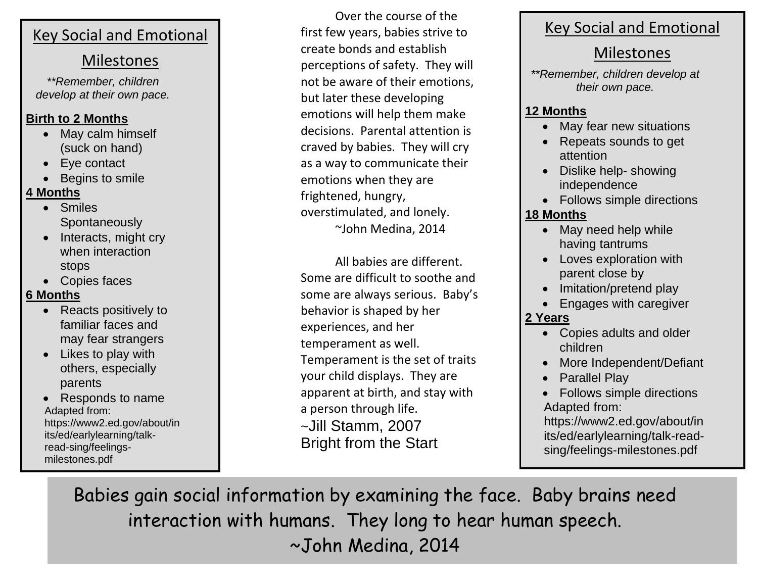## Key Social and Emotional Milestones

*\*\*Remember, children develop at their own pace.*

**Birth to 2 Months**

- May calm himself (suck on hand)
- Eye contact
- Begins to smile

**4 Months**

- Smiles Spontaneously
- Interacts, might cry when interaction stops
- Copies faces

**6 Months**

- Reacts positively to familiar faces and may fear strangers
- Likes to play with others, especially parents
- Responds to name

Adapted from: https://www2.ed.gov/about/inits/ed/earlylearning/talk-read-sing/feelings-milestones.pdf

Over the course of the first few years, babies strive to create bonds and establish perceptions of safety. They will not be aware of their emotions, but later these developing emotions will help them make decisions. Parental attention is craved by babies. They will cry as a way to communicate their emotions when they are frightened, hungry, overstimulated, and lonely.

~John Medina, 2014

All babies are different. Some are difficult to soothe and some are always serious. Baby's behavior is shaped by her experiences, and her temperament as well. Temperament is the set of traits your child displays. They are apparent at birth, and stay with a person through life.

~Jill Stamm, 2007
Bright from the Start

## Key Social and Emotional Milestones

*\*\*Remember, children develop at their own pace.*

**12 Months**

- May fear new situations
- Repeats sounds to get attention
- Dislike help- showing independence
- Follows simple directions

**18 Months**

- May need help while having tantrums
- Loves exploration with parent close by
- Imitation/pretend play
- Engages with caregiver

**2 Years**

- Copies adults and older children
- More Independent/Defiant
- Parallel Play
- Follows simple directions

Adapted from: https://www2.ed.gov/about/inits/ed/earlylearning/talk-read-sing/feelings-milestones.pdf

Babies gain social information by examining the face. Baby brains need interaction with humans. They long to hear human speech.

~John Medina, 2014